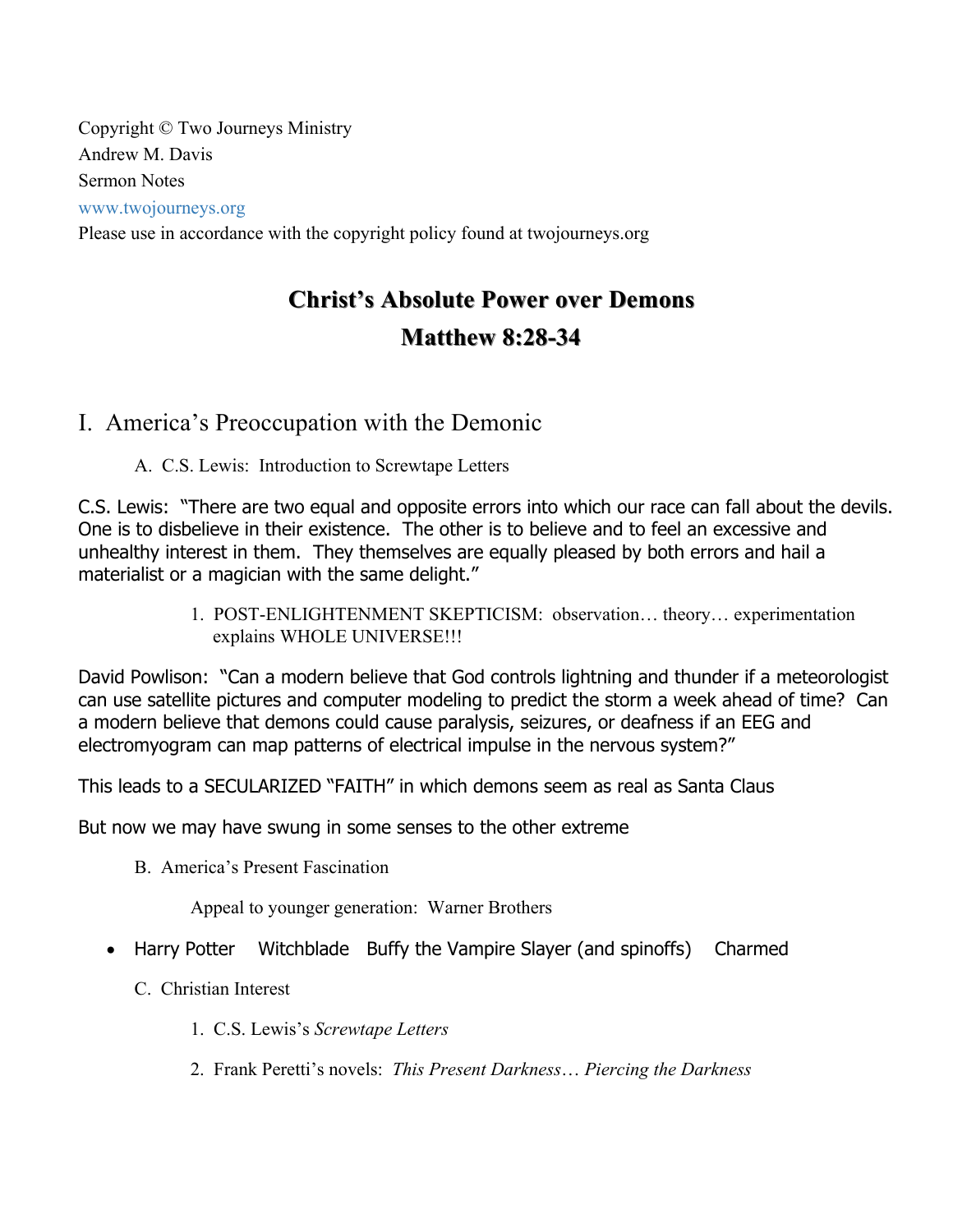Copyright © Two Journeys Ministry
Andrew M. Davis
Sermon Notes
www.twojourneys.org
Please use in accordance with the copyright policy found at twojourneys.org

# Christ's Absolute Power over Demons
# Matthew 8:28-34

## I. America's Preoccupation with the Demonic

A. C.S. Lewis: Introduction to Screwtape Letters

C.S. Lewis: "There are two equal and opposite errors into which our race can fall about the devils. One is to disbelieve in their existence. The other is to believe and to feel an excessive and unhealthy interest in them. They themselves are equally pleased by both errors and hail a materialist or a magician with the same delight."

1. POST-ENLIGHTENMENT SKEPTICISM: observation… theory… experimentation explains WHOLE UNIVERSE!!!

David Powlison: "Can a modern believe that God controls lightning and thunder if a meteorologist can use satellite pictures and computer modeling to predict the storm a week ahead of time? Can a modern believe that demons could cause paralysis, seizures, or deafness if an EEG and electromyogram can map patterns of electrical impulse in the nervous system?"

This leads to a SECULARIZED "FAITH" in which demons seem as real as Santa Claus

But now we may have swung in some senses to the other extreme

B. America's Present Fascination

Appeal to younger generation: Warner Brothers

- Harry Potter  Witchblade  Buffy the Vampire Slayer (and spinoffs)  Charmed

C. Christian Interest

1. C.S. Lewis's *Screwtape Letters*
2. Frank Peretti's novels: *This Present Darkness… Piercing the Darkness*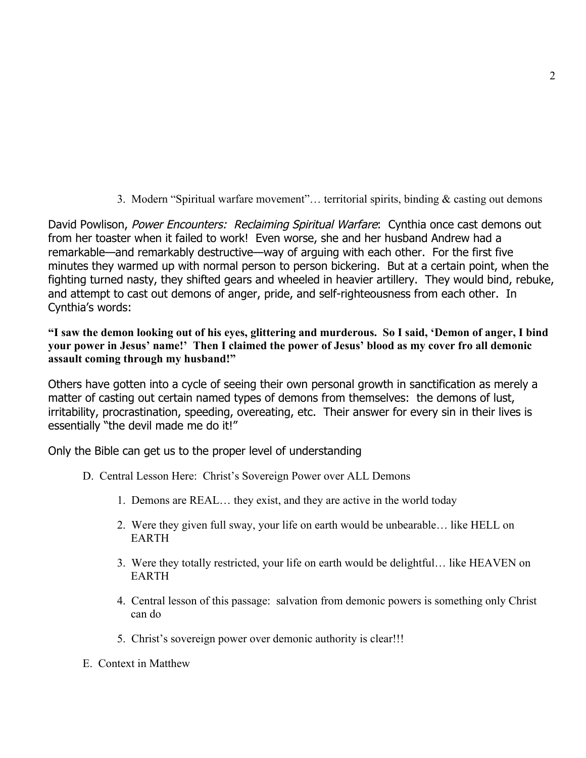3. Modern “Spiritual warfare movement”… territorial spirits, binding & casting out demons

David Powlison, *Power Encounters: Reclaiming Spiritual Warfare*: Cynthia once cast demons out from her toaster when it failed to work! Even worse, she and her husband Andrew had a remarkable—and remarkably destructive—way of arguing with each other. For the first five minutes they warmed up with normal person to person bickering. But at a certain point, when the fighting turned nasty, they shifted gears and wheeled in heavier artillery. They would bind, rebuke, and attempt to cast out demons of anger, pride, and self-righteousness from each other. In Cynthia’s words:

**“I saw the demon looking out of his eyes, glittering and murderous. So I said, ‘Demon of anger, I bind your power in Jesus’ name!’ Then I claimed the power of Jesus’ blood as my cover fro all demonic assault coming through my husband!”**

Others have gotten into a cycle of seeing their own personal growth in sanctification as merely a matter of casting out certain named types of demons from themselves: the demons of lust, irritability, procrastination, speeding, overeating, etc. Their answer for every sin in their lives is essentially “the devil made me do it!”

Only the Bible can get us to the proper level of understanding

D. Central Lesson Here: Christ’s Sovereign Power over ALL Demons

1. Demons are REAL… they exist, and they are active in the world today
2. Were they given full sway, your life on earth would be unbearable… like HELL on EARTH
3. Were they totally restricted, your life on earth would be delightful… like HEAVEN on EARTH
4. Central lesson of this passage: salvation from demonic powers is something only Christ can do
5. Christ’s sovereign power over demonic authority is clear!!!

E. Context in Matthew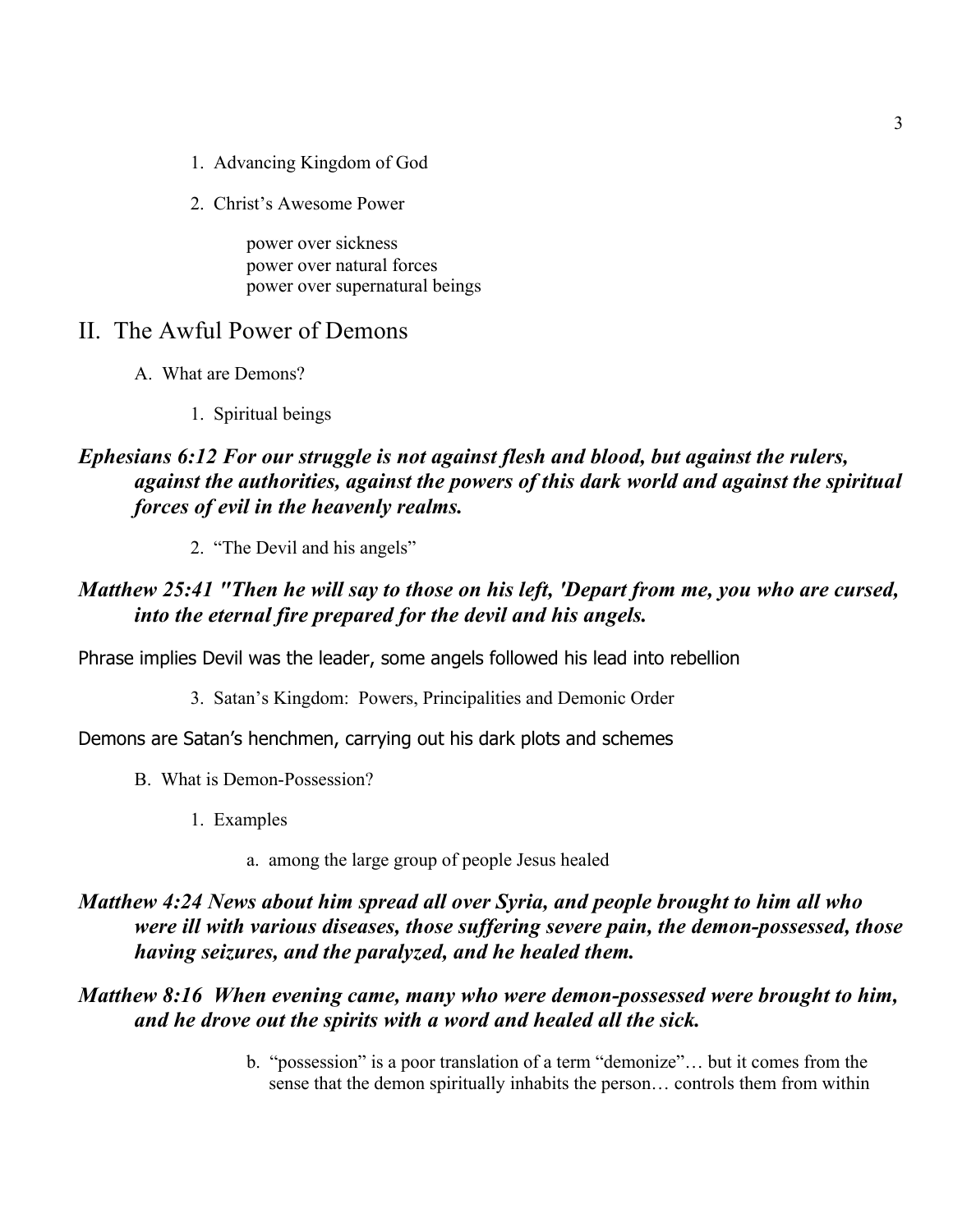1. Advancing Kingdom of God

2. Christ's Awesome Power

   power over sickness
   power over natural forces
   power over supernatural beings

## II. The Awful Power of Demons

A. What are Demons?

1. Spiritual beings

***Ephesians 6:12 For our struggle is not against flesh and blood, but against the rulers, against the authorities, against the powers of this dark world and against the spiritual forces of evil in the heavenly realms.***

2. "The Devil and his angels"

***Matthew 25:41 "Then he will say to those on his left, 'Depart from me, you who are cursed, into the eternal fire prepared for the devil and his angels.***

Phrase implies Devil was the leader, some angels followed his lead into rebellion

3. Satan's Kingdom: Powers, Principalities and Demonic Order

Demons are Satan's henchmen, carrying out his dark plots and schemes

B. What is Demon-Possession?

1. Examples

   a. among the large group of people Jesus healed

***Matthew 4:24 News about him spread all over Syria, and people brought to him all who were ill with various diseases, those suffering severe pain, the demon-possessed, those having seizures, and the paralyzed, and he healed them.***

***Matthew 8:16 When evening came, many who were demon-possessed were brought to him, and he drove out the spirits with a word and healed all the sick.***

   b. "possession" is a poor translation of a term "demonize"… but it comes from the sense that the demon spiritually inhabits the person… controls them from within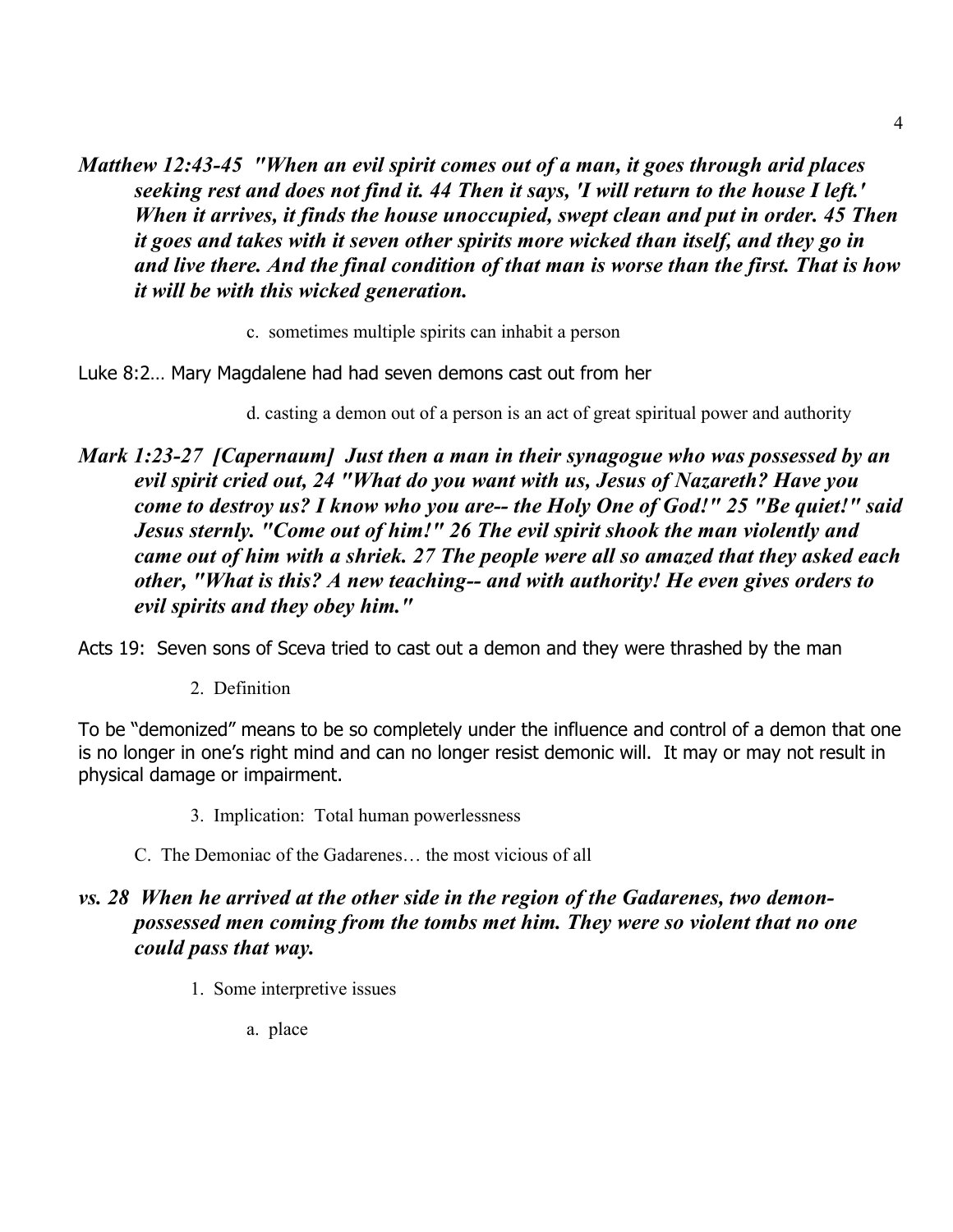***Matthew 12:43-45 "When an evil spirit comes out of a man, it goes through arid places seeking rest and does not find it. 44 Then it says, 'I will return to the house I left.' When it arrives, it finds the house unoccupied, swept clean and put in order. 45 Then it goes and takes with it seven other spirits more wicked than itself, and they go in and live there. And the final condition of that man is worse than the first. That is how it will be with this wicked generation.***

c. sometimes multiple spirits can inhabit a person

Luke 8:2… Mary Magdalene had had seven demons cast out from her

d. casting a demon out of a person is an act of great spiritual power and authority

***Mark 1:23-27 [Capernaum] Just then a man in their synagogue who was possessed by an evil spirit cried out, 24 "What do you want with us, Jesus of Nazareth? Have you come to destroy us? I know who you are-- the Holy One of God!" 25 "Be quiet!" said Jesus sternly. "Come out of him!" 26 The evil spirit shook the man violently and came out of him with a shriek. 27 The people were all so amazed that they asked each other, "What is this? A new teaching-- and with authority! He even gives orders to evil spirits and they obey him."***

Acts 19: Seven sons of Sceva tried to cast out a demon and they were thrashed by the man

2. Definition

To be "demonized" means to be so completely under the influence and control of a demon that one is no longer in one's right mind and can no longer resist demonic will. It may or may not result in physical damage or impairment.

3. Implication: Total human powerlessness

C. The Demoniac of the Gadarenes… the most vicious of all

***vs. 28 When he arrived at the other side in the region of the Gadarenes, two demon-possessed men coming from the tombs met him. They were so violent that no one could pass that way.***

1. Some interpretive issues

a. place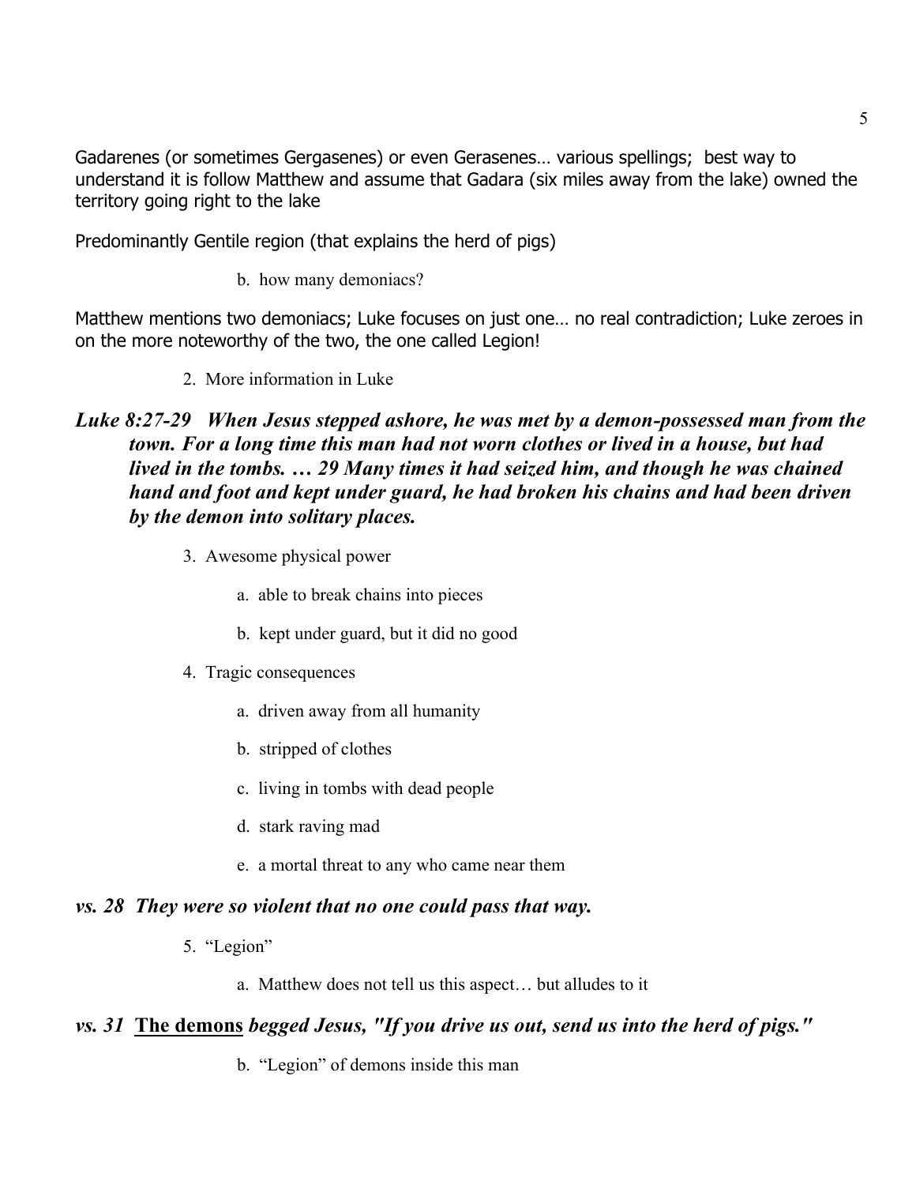Gadarenes (or sometimes Gergasenes) or even Gerasenes… various spellings; best way to understand it is follow Matthew and assume that Gadara (six miles away from the lake) owned the territory going right to the lake

Predominantly Gentile region (that explains the herd of pigs)

b. how many demoniacs?

Matthew mentions two demoniacs; Luke focuses on just one… no real contradiction; Luke zeroes in on the more noteworthy of the two, the one called Legion!

2. More information in Luke

***Luke 8:27-29 When Jesus stepped ashore, he was met by a demon-possessed man from the town. For a long time this man had not worn clothes or lived in a house, but had lived in the tombs. … 29 Many times it had seized him, and though he was chained hand and foot and kept under guard, he had broken his chains and had been driven by the demon into solitary places.***

3. Awesome physical power

   a. able to break chains into pieces

   b. kept under guard, but it did no good

4. Tragic consequences

   a. driven away from all humanity

   b. stripped of clothes

   c. living in tombs with dead people

   d. stark raving mad

   e. a mortal threat to any who came near them

***vs. 28 They were so violent that no one could pass that way.***

5. "Legion"

   a. Matthew does not tell us this aspect… but alludes to it

***vs. 31*** **<u>The demons</u>** ***begged Jesus, "If you drive us out, send us into the herd of pigs."***

   b. "Legion" of demons inside this man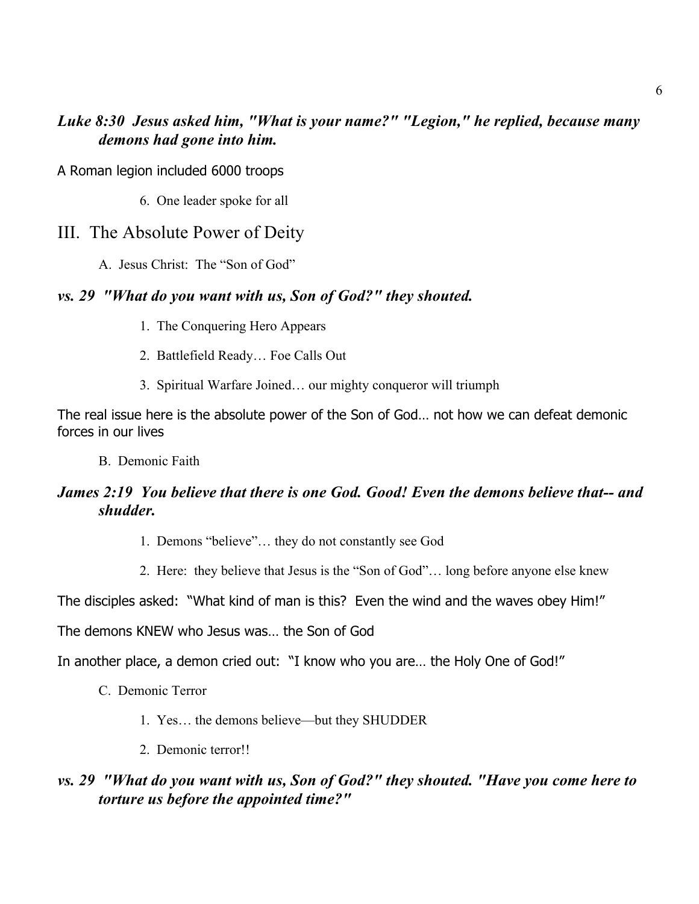***Luke 8:30  Jesus asked him, "What is your name?" "Legion," he replied, because many demons had gone into him.***

A Roman legion included 6000 troops

6. One leader spoke for all

## III. The Absolute Power of Deity

A. Jesus Christ: The "Son of God"

***vs. 29  "What do you want with us, Son of God?" they shouted.***

1. The Conquering Hero Appears
2. Battlefield Ready… Foe Calls Out
3. Spiritual Warfare Joined… our mighty conqueror will triumph

The real issue here is the absolute power of the Son of God… not how we can defeat demonic forces in our lives

B. Demonic Faith

***James 2:19  You believe that there is one God. Good! Even the demons believe that-- and shudder.***

1. Demons "believe"… they do not constantly see God
2. Here: they believe that Jesus is the "Son of God"… long before anyone else knew

The disciples asked: "What kind of man is this? Even the wind and the waves obey Him!"

The demons KNEW who Jesus was… the Son of God

In another place, a demon cried out: "I know who you are… the Holy One of God!"

C. Demonic Terror

1. Yes… the demons believe—but they SHUDDER
2. Demonic terror!!

***vs. 29  "What do you want with us, Son of God?" they shouted. "Have you come here to torture us before the appointed time?"***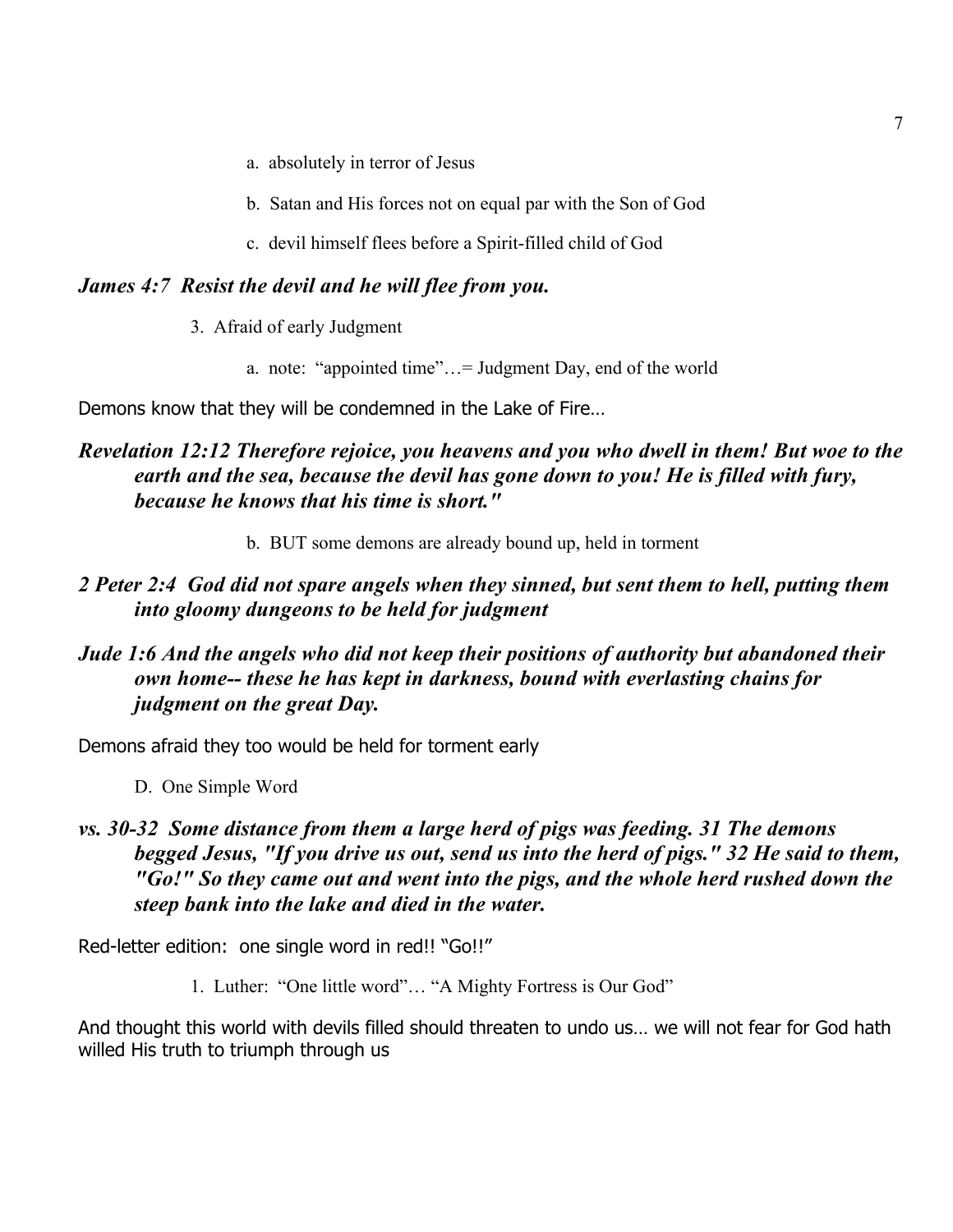a. absolutely in terror of Jesus

b. Satan and His forces not on equal par with the Son of God

c. devil himself flees before a Spirit-filled child of God

***James 4:7 Resist the devil and he will flee from you.***

3. Afraid of early Judgment

a. note: "appointed time"…= Judgment Day, end of the world

Demons know that they will be condemned in the Lake of Fire…

***Revelation 12:12 Therefore rejoice, you heavens and you who dwell in them! But woe to the earth and the sea, because the devil has gone down to you! He is filled with fury, because he knows that his time is short."***

b. BUT some demons are already bound up, held in torment

***2 Peter 2:4 God did not spare angels when they sinned, but sent them to hell, putting them into gloomy dungeons to be held for judgment***

***Jude 1:6 And the angels who did not keep their positions of authority but abandoned their own home-- these he has kept in darkness, bound with everlasting chains for judgment on the great Day.***

Demons afraid they too would be held for torment early

D. One Simple Word

***vs. 30-32 Some distance from them a large herd of pigs was feeding. 31 The demons begged Jesus, "If you drive us out, send us into the herd of pigs." 32 He said to them, "Go!" So they came out and went into the pigs, and the whole herd rushed down the steep bank into the lake and died in the water.***

Red-letter edition: one single word in red!! "Go!!"

1. Luther: "One little word"… "A Mighty Fortress is Our God"

And thought this world with devils filled should threaten to undo us… we will not fear for God hath willed His truth to triumph through us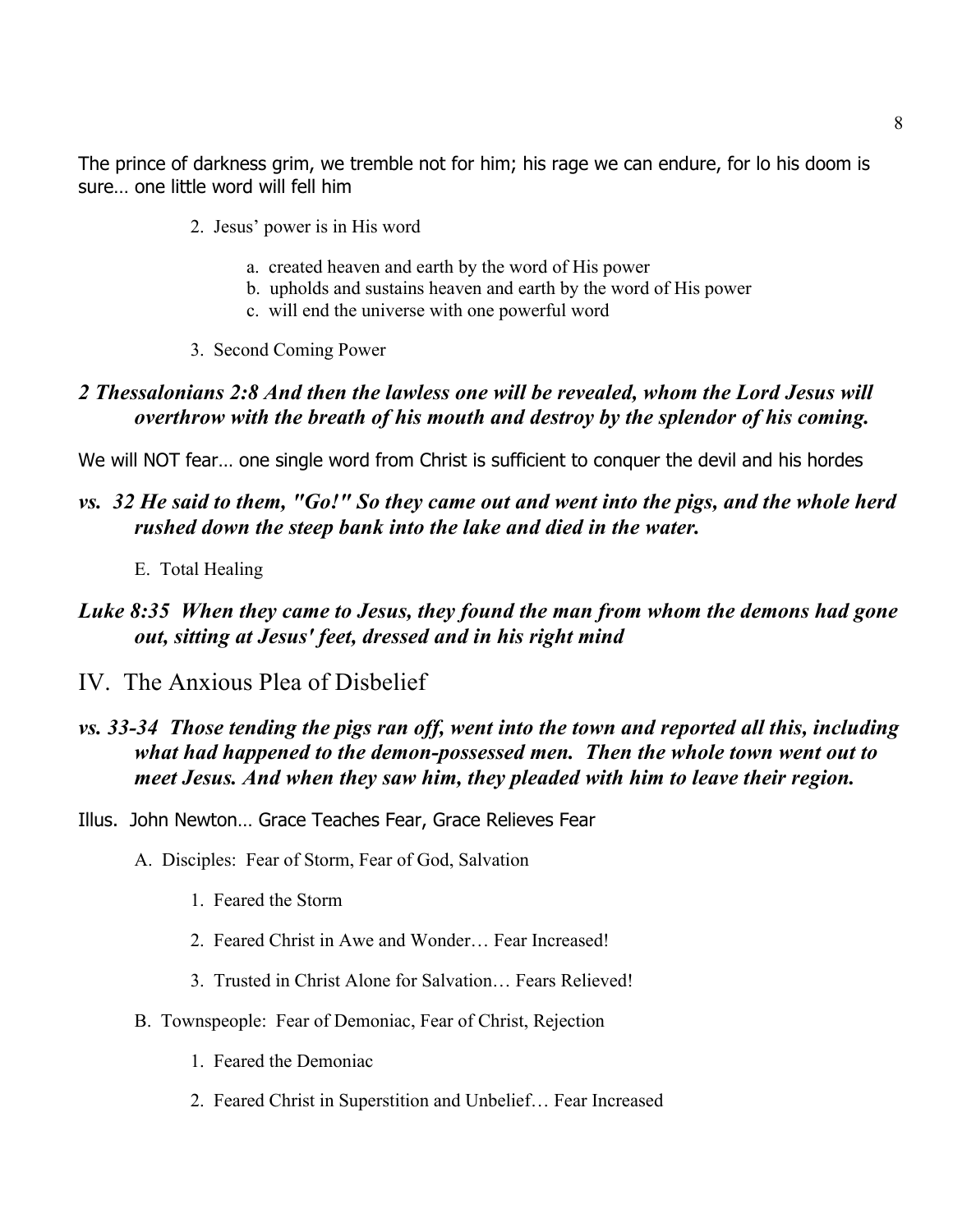The prince of darkness grim, we tremble not for him; his rage we can endure, for lo his doom is sure… one little word will fell him

2. Jesus' power is in His word
   a. created heaven and earth by the word of His power
   b. upholds and sustains heaven and earth by the word of His power
   c. will end the universe with one powerful word
3. Second Coming Power

***2 Thessalonians 2:8 And then the lawless one will be revealed, whom the Lord Jesus will overthrow with the breath of his mouth and destroy by the splendor of his coming.***

We will NOT fear… one single word from Christ is sufficient to conquer the devil and his hordes

***vs. 32 He said to them, "Go!" So they came out and went into the pigs, and the whole herd rushed down the steep bank into the lake and died in the water.***

E. Total Healing

***Luke 8:35 When they came to Jesus, they found the man from whom the demons had gone out, sitting at Jesus' feet, dressed and in his right mind***

## IV. The Anxious Plea of Disbelief

***vs. 33-34 Those tending the pigs ran off, went into the town and reported all this, including what had happened to the demon-possessed men. Then the whole town went out to meet Jesus. And when they saw him, they pleaded with him to leave their region.***

Illus. John Newton… Grace Teaches Fear, Grace Relieves Fear

A. Disciples: Fear of Storm, Fear of God, Salvation
   1. Feared the Storm
   2. Feared Christ in Awe and Wonder… Fear Increased!
   3. Trusted in Christ Alone for Salvation… Fears Relieved!

B. Townspeople: Fear of Demoniac, Fear of Christ, Rejection
   1. Feared the Demoniac
   2. Feared Christ in Superstition and Unbelief… Fear Increased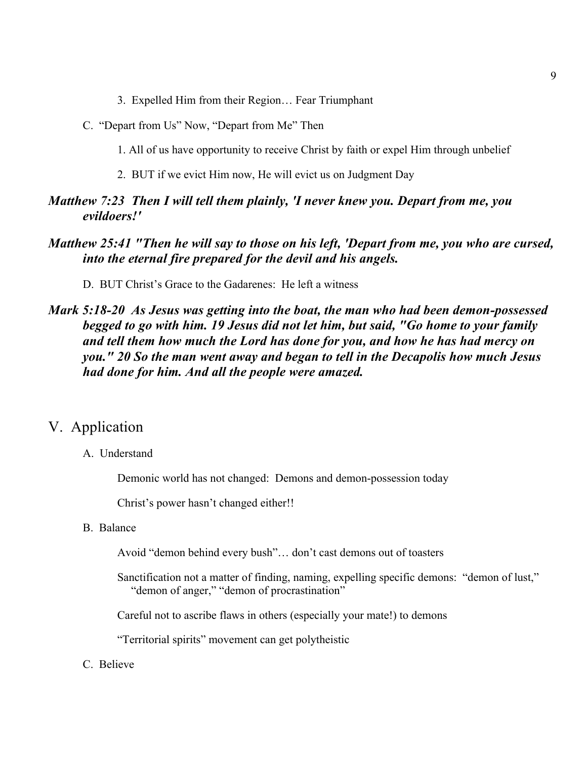3. Expelled Him from their Region… Fear Triumphant

C. "Depart from Us" Now, "Depart from Me" Then

1. All of us have opportunity to receive Christ by faith or expel Him through unbelief

2. BUT if we evict Him now, He will evict us on Judgment Day

***Matthew 7:23 Then I will tell them plainly, 'I never knew you. Depart from me, you evildoers!'***

***Matthew 25:41 "Then he will say to those on his left, 'Depart from me, you who are cursed, into the eternal fire prepared for the devil and his angels.***

D. BUT Christ's Grace to the Gadarenes: He left a witness

***Mark 5:18-20 As Jesus was getting into the boat, the man who had been demon-possessed begged to go with him. 19 Jesus did not let him, but said, "Go home to your family and tell them how much the Lord has done for you, and how he has had mercy on you." 20 So the man went away and began to tell in the Decapolis how much Jesus had done for him. And all the people were amazed.***

## V. Application

A. Understand

Demonic world has not changed: Demons and demon-possession today

Christ's power hasn't changed either!!

B. Balance

Avoid "demon behind every bush"… don't cast demons out of toasters

Sanctification not a matter of finding, naming, expelling specific demons: "demon of lust," "demon of anger," "demon of procrastination"

Careful not to ascribe flaws in others (especially your mate!) to demons

"Territorial spirits" movement can get polytheistic

C. Believe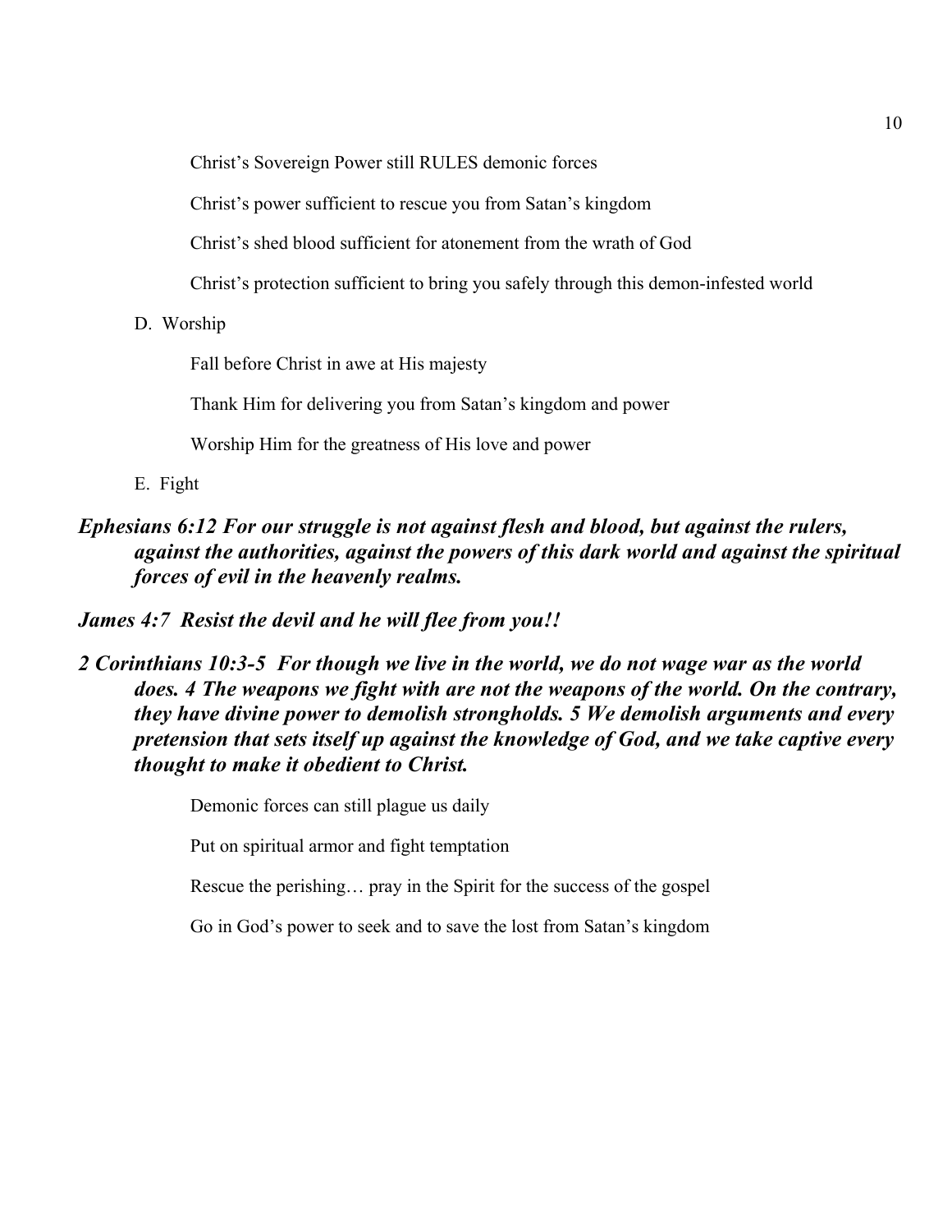Christ's Sovereign Power still RULES demonic forces

Christ's power sufficient to rescue you from Satan's kingdom

Christ's shed blood sufficient for atonement from the wrath of God

Christ's protection sufficient to bring you safely through this demon-infested world

D. Worship

Fall before Christ in awe at His majesty

Thank Him for delivering you from Satan's kingdom and power

Worship Him for the greatness of His love and power

E. Fight

***Ephesians 6:12 For our struggle is not against flesh and blood, but against the rulers, against the authorities, against the powers of this dark world and against the spiritual forces of evil in the heavenly realms.***

***James 4:7 Resist the devil and he will flee from you!!***

***2 Corinthians 10:3-5 For though we live in the world, we do not wage war as the world does. 4 The weapons we fight with are not the weapons of the world. On the contrary, they have divine power to demolish strongholds. 5 We demolish arguments and every pretension that sets itself up against the knowledge of God, and we take captive every thought to make it obedient to Christ.***

Demonic forces can still plague us daily

Put on spiritual armor and fight temptation

Rescue the perishing… pray in the Spirit for the success of the gospel

Go in God's power to seek and to save the lost from Satan's kingdom